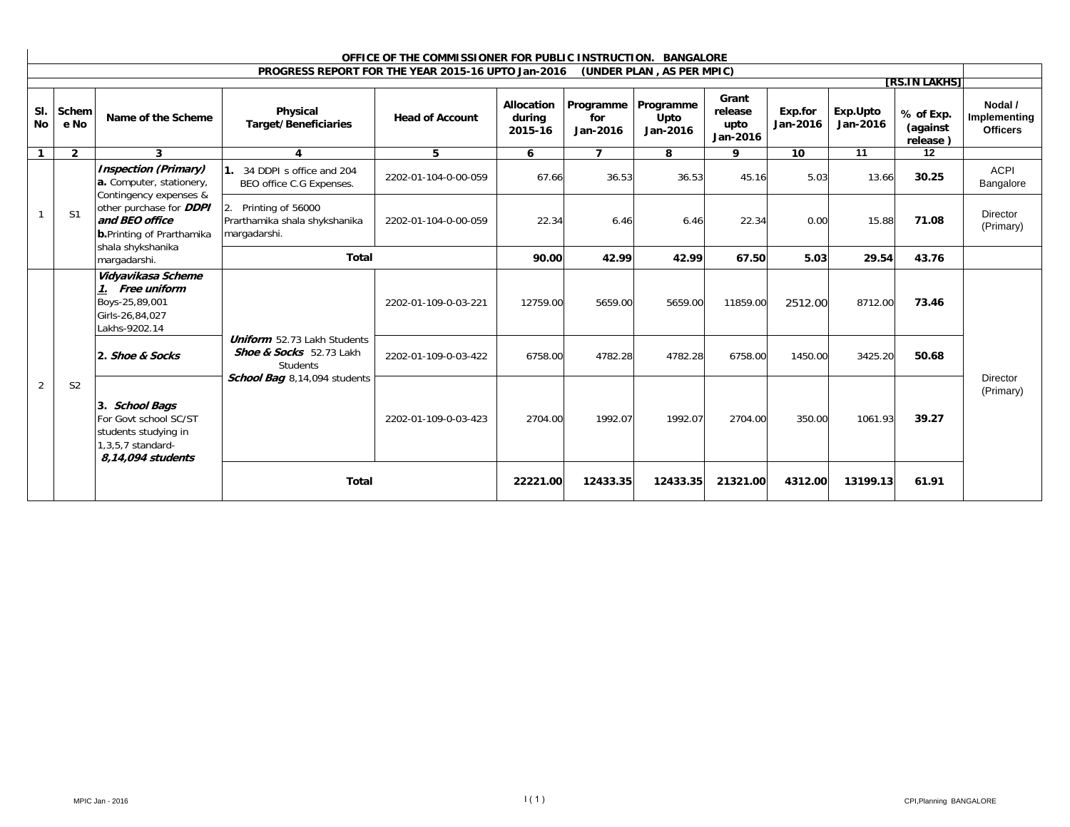# OFFICE OF THE COMMISSIONER FOR PUBLIC INSTRUCTION. BANGALORE

## PROGRESS REPORT FOR THE YEAR 2015-16 UPTO Jan-2016 (UNDER PLAN , AS PER MPIC)

[RS.IN LAKHS]

| Sl. No | Scheme No | Name of the Scheme | Physical Target/Beneficiaries | Head of Account | Allocation during 2015-16 | Programme for Jan-2016 | Programme Upto Jan-2016 | Grant release upto Jan-2016 | Exp.for Jan-2016 | Exp.Upto Jan-2016 | % of Exp. (against release ) | Nodal / Implementing Officers |
|---|---|---|---|---|---|---|---|---|---|---|---|---|
| 1 | 2 | 3 | 4 | 5 | 6 | 7 | 8 | 9 | 10 | 11 | 12 | |
| 1 | S1 | ***Inspection (Primary)*** **a.** Computer, stationery, Contingency expenses & other purchase for ***DDPI and BEO office*** **b.**Printing of Prarthamika shala shykshanika margadarshi. | **1.** 34 DDPI s office and 204 BEO office C.G Expenses. | 2202-01-104-0-00-059 | 67.66 | 36.53 | 36.53 | 45.16 | 5.03 | 13.66 | **30.25** | ACPI Bangalore |
| | | | 2. Printing of 56000 Prarthamika shala shykshanika margadarshi. | 2202-01-104-0-00-059 | 22.34 | 6.46 | 6.46 | 22.34 | 0.00 | 15.88 | **71.08** | Director (Primary) |
| | | | **Total** | | **90.00** | **42.99** | **42.99** | **67.50** | **5.03** | **29.54** | **43.76** | |
| 2 | S2 | ***Vidyavikasa Scheme*** ***1. Free uniform*** Boys-25,89,001 Girls-26,84,027 Lakhs-9202.14 | ***Uniform*** 52.73 Lakh Students ***Shoe & Socks*** 52.73 Lakh Students ***School Bag*** 8,14,094 students | 2202-01-109-0-03-221 | 12759.00 | 5659.00 | 5659.00 | 11859.00 | 2512.00 | 8712.00 | **73.46** | Director (Primary) |
| | | **2. *Shoe & Socks*** | | 2202-01-109-0-03-422 | 6758.00 | 4782.28 | 4782.28 | 6758.00 | 1450.00 | 3425.20 | **50.68** | |
| | | **3. *School Bags*** For Govt school SC/ST students studying in 1,3,5,7 standard- ***8,14,094 students*** | | 2202-01-109-0-03-423 | 2704.00 | 1992.07 | 1992.07 | 2704.00 | 350.00 | 1061.93 | **39.27** | |
| | | | **Total** | | **22221.00** | **12433.35** | **12433.35** | **21321.00** | **4312.00** | **13199.13** | **61.91** | |

MPIC Jan - 2016 | CPI,Planning BANGALORE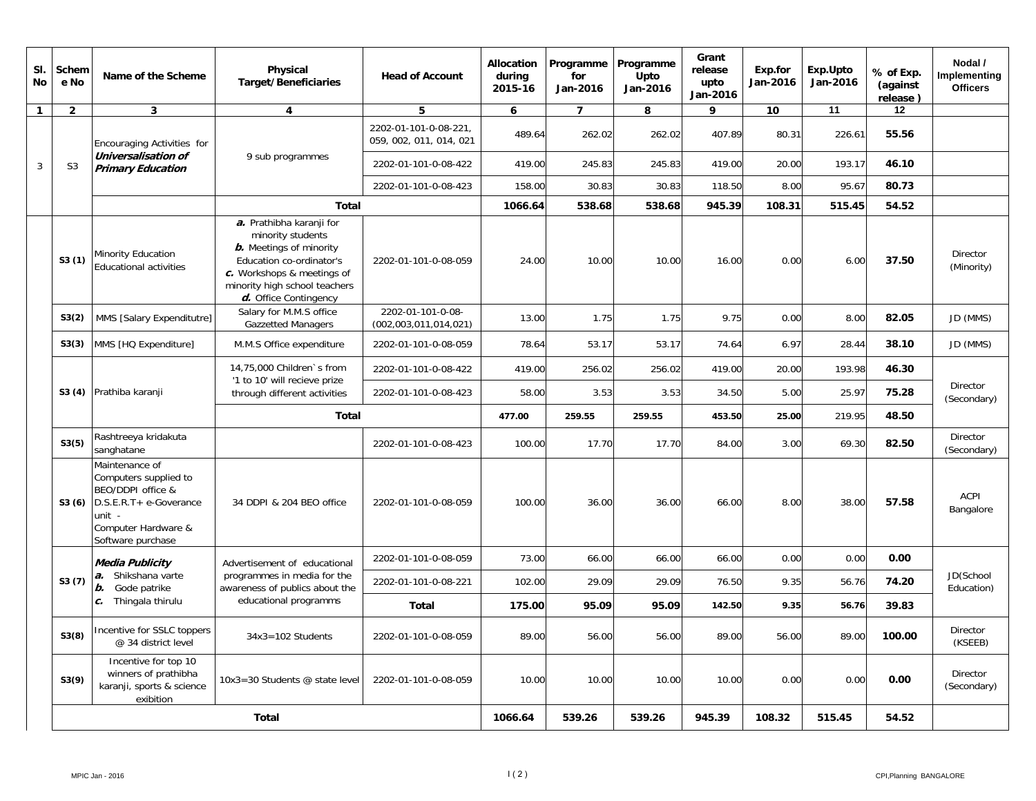| Sl. No | Scheme No | Name of the Scheme | Physical Target/Beneficiaries | Head of Account | Allocation during 2015-16 | Programme for Jan-2016 | Programme Upto Jan-2016 | Grant release upto Jan-2016 | Exp.for Jan-2016 | Exp.Upto Jan-2016 | % of Exp. (against release ) | Nodal / Implementing Officers |
|---|---|---|---|---|---|---|---|---|---|---|---|---|
| 1 | 2 | 3 | 4 | 5 | 6 | 7 | 8 | 9 | 10 | 11 | 12 | |
| 3 | S3 | Encouraging Activities for ***Universalisation of Primary Education*** | 9 sub programmes | 2202-01-101-0-08-221, 059, 002, 011, 014, 021 | 489.64 | 262.02 | 262.02 | 407.89 | 80.31 | 226.61 | **55.56** | |
| | | | | 2202-01-101-0-08-422 | 419.00 | 245.83 | 245.83 | 419.00 | 20.00 | 193.17 | **46.10** | |
| | | | | 2202-01-101-0-08-423 | 158.00 | 30.83 | 30.83 | 118.50 | 8.00 | 95.67 | **80.73** | |
| | | | **Total** | | **1066.64** | **538.68** | **538.68** | **945.39** | **108.31** | **515.45** | **54.52** | |
| | **S3 (1)** | Minority Education Educational activities | ***a.*** Prathibha karanji for minority students ***b.*** Meetings of minority Education co-ordinator's ***c.*** Workshops & meetings of minority high school teachers ***d.*** Office Contingency | 2202-01-101-0-08-059 | 24.00 | 10.00 | 10.00 | 16.00 | 0.00 | 6.00 | **37.50** | Director (Minority) |
| | **S3(2)** | MMS [Salary Expenditutre] | Salary for M.M.S office Gazzetted Managers | 2202-01-101-0-08-(002,003,011,014,021) | 13.00 | 1.75 | 1.75 | 9.75 | 0.00 | 8.00 | **82.05** | JD (MMS) |
| | **S3(3)** | MMS [HQ Expenditure] | M.M.S Office expenditure | 2202-01-101-0-08-059 | 78.64 | 53.17 | 53.17 | 74.64 | 6.97 | 28.44 | **38.10** | JD (MMS) |
| | **S3 (4)** | Prathiba karanji | 14,75,000 Children`s from '1 to 10' will recieve prize through different activities | 2202-01-101-0-08-422 | 419.00 | 256.02 | 256.02 | 419.00 | 20.00 | 193.98 | **46.30** | Director (Secondary) |
| | | | | 2202-01-101-0-08-423 | 58.00 | 3.53 | 3.53 | 34.50 | 5.00 | 25.97 | **75.28** | |
| | | | **Total** | | **477.00** | **259.55** | **259.55** | **453.50** | **25.00** | 219.95 | **48.50** | |
| | **S3(5)** | Rashtreeya kridakuta sanghatane | | 2202-01-101-0-08-423 | 100.00 | 17.70 | 17.70 | 84.00 | 3.00 | 69.30 | **82.50** | Director (Secondary) |
| | **S3 (6)** | Maintenance of Computers supplied to BEO/DDPI office & D.S.E.R.T+ e-Goverance unit - Computer Hardware & Software purchase | 34 DDPI & 204 BEO office | 2202-01-101-0-08-059 | 100.00 | 36.00 | 36.00 | 66.00 | 8.00 | 38.00 | **57.58** | ACPI Bangalore |
| | **S3 (7)** | ***Media Publicity*** ***a.*** Shikshana varte ***b.*** Gode patrike ***c.*** Thingala thirulu | Advertisement of educational programmes in media for the awareness of publics about the educational programms | 2202-01-101-0-08-059 | 73.00 | 66.00 | 66.00 | 66.00 | 0.00 | 0.00 | **0.00** | JD(School Education) |
| | | | | 2202-01-101-0-08-221 | 102.00 | 29.09 | 29.09 | 76.50 | 9.35 | 56.76 | **74.20** | |
| | | | | **Total** | **175.00** | **95.09** | **95.09** | **142.50** | **9.35** | **56.76** | **39.83** | |
| | **S3(8)** | Incentive for SSLC toppers @ 34 district level | 34x3=102 Students | 2202-01-101-0-08-059 | 89.00 | 56.00 | 56.00 | 89.00 | 56.00 | 89.00 | **100.00** | Director (KSEEB) |
| | **S3(9)** | Incentive for top 10 winners of prathibha karanji, sports & science exibition | 10x3=30 Students @ state level | 2202-01-101-0-08-059 | 10.00 | 10.00 | 10.00 | 10.00 | 0.00 | 0.00 | **0.00** | Director (Secondary) |
| | **Total** | | | | **1066.64** | **539.26** | **539.26** | **945.39** | **108.32** | **515.45** | **54.52** | |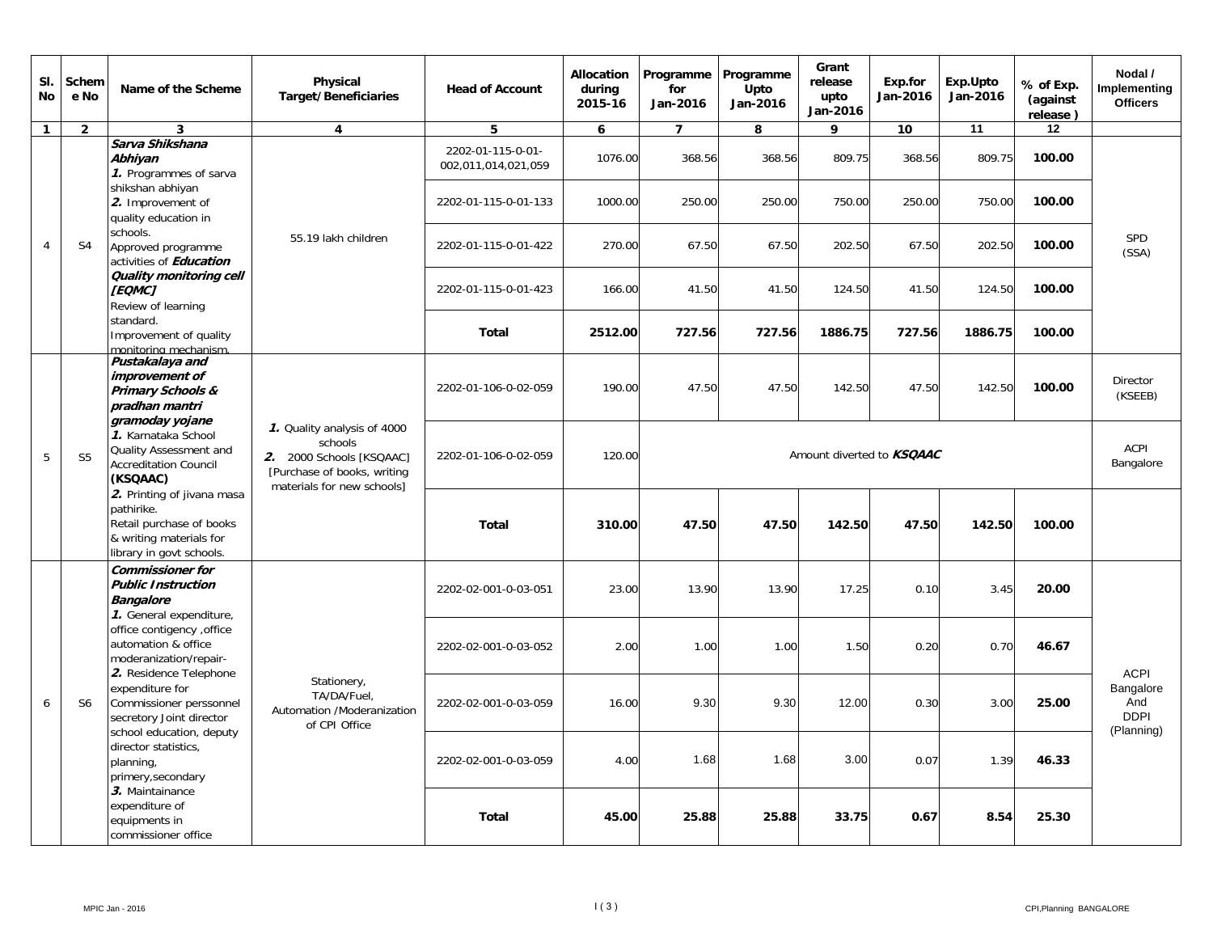| Sl. No | Scheme No | Name of the Scheme | Physical Target/Beneficiaries | Head of Account | Allocation during 2015-16 | Programme for Jan-2016 | Programme Upto Jan-2016 | Grant release upto Jan-2016 | Exp.for Jan-2016 | Exp.Upto Jan-2016 | % of Exp. (against release ) | Nodal / Implementing Officers |
|---|---|---|---|---|---|---|---|---|---|---|---|---|
| 1 | 2 | 3 | 4 | 5 | 6 | 7 | 8 | 9 | 10 | 11 | 12 | |
| 4 | S4 | ***Sarva Shikshana Abhiyan*** ***1.*** Programmes of sarva shikshan abhiyan ***2.*** Improvement of quality education in schools. Approved programme activities of ***Education Quality monitoring cell [EQMC]*** Review of learning standard. Improvement of quality monitoring mechanism. | 55.19 lakh children | 2202-01-115-0-01-002,011,014,021,059 | 1076.00 | 368.56 | 368.56 | 809.75 | 368.56 | 809.75 | **100.00** | SPD (SSA) |
| | | | | 2202-01-115-0-01-133 | 1000.00 | 250.00 | 250.00 | 750.00 | 250.00 | 750.00 | **100.00** | |
| | | | | 2202-01-115-0-01-422 | 270.00 | 67.50 | 67.50 | 202.50 | 67.50 | 202.50 | **100.00** | |
| | | | | 2202-01-115-0-01-423 | 166.00 | 41.50 | 41.50 | 124.50 | 41.50 | 124.50 | **100.00** | |
| | | | | **Total** | **2512.00** | **727.56** | **727.56** | **1886.75** | **727.56** | **1886.75** | **100.00** | |
| 5 | S5 | ***Pustakalaya and improvement of Primary Schools & pradhan mantri gramoday yojane*** ***1.*** Karnataka School Quality Assessment and Accreditation Council **(KSQAAC)** ***2.*** Printing of jivana masa pathirike. Retail purchase of books & writing materials for library in govt schools. | ***1.*** Quality analysis of 4000 schools ***2.*** 2000 Schools [KSQAAC] [Purchase of books, writing materials for new schools] | 2202-01-106-0-02-059 | 190.00 | 47.50 | 47.50 | 142.50 | 47.50 | 142.50 | **100.00** | Director (KSEEB) |
| | | | | 2202-01-106-0-02-059 | 120.00 | Amount diverted to ***KSQAAC*** | | | | | | ACPI Bangalore |
| | | | | **Total** | **310.00** | **47.50** | **47.50** | **142.50** | **47.50** | **142.50** | **100.00** | |
| 6 | S6 | ***Commissioner for Public Instruction Bangalore*** ***1.*** General expenditure, office contigency ,office automation & office moderanization/repair- ***2.*** Residence Telephone expenditure for Commissioner perssonnel secretory Joint director school education, deputy director statistics, planning, primery,secondary ***3.*** Maintainance expenditure of equipments in commissioner office | Stationery, TA/DA/Fuel, Automation /Moderanization of CPI Office | 2202-02-001-0-03-051 | 23.00 | 13.90 | 13.90 | 17.25 | 0.10 | 3.45 | **20.00** | ACPI Bangalore And DDPI (Planning) |
| | | | | 2202-02-001-0-03-052 | 2.00 | 1.00 | 1.00 | 1.50 | 0.20 | 0.70 | **46.67** | |
| | | | | 2202-02-001-0-03-059 | 16.00 | 9.30 | 9.30 | 12.00 | 0.30 | 3.00 | **25.00** | |
| | | | | 2202-02-001-0-03-059 | 4.00 | 1.68 | 1.68 | 3.00 | 0.07 | 1.39 | **46.33** | |
| | | | | **Total** | **45.00** | **25.88** | **25.88** | **33.75** | **0.67** | **8.54** | **25.30** | |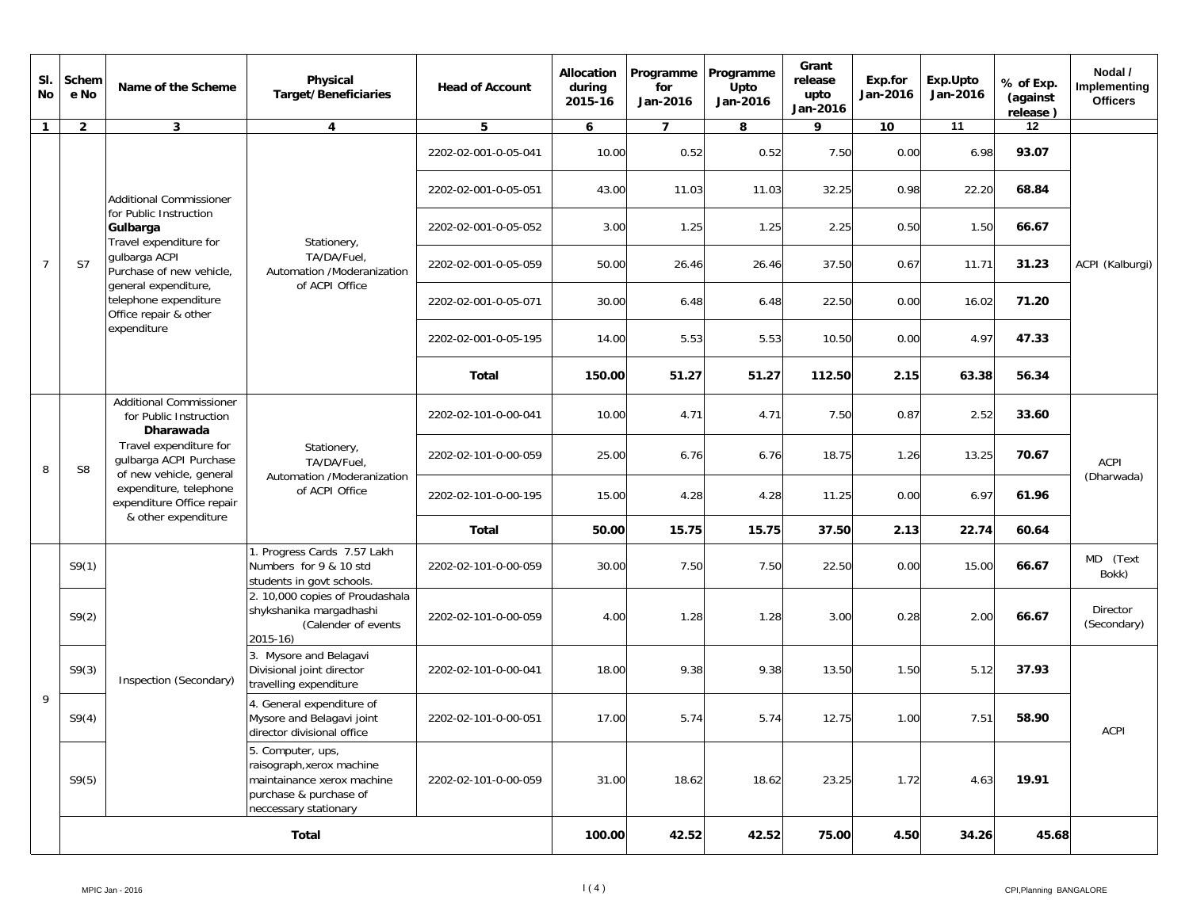| Sl. No | Scheme No | Name of the Scheme | Physical Target/Beneficiaries | Head of Account | Allocation during 2015-16 | Programme for Jan-2016 | Programme Upto Jan-2016 | Grant release upto Jan-2016 | Exp.for Jan-2016 | Exp.Upto Jan-2016 | % of Exp. (against release ) | Nodal / Implementing Officers |
|---|---|---|---|---|---|---|---|---|---|---|---|---|
| 1 | 2 | 3 | 4 | 5 | 6 | 7 | 8 | 9 | 10 | 11 | 12 | |
| 7 | S7 | Additional Commissioner for Public Instruction **Gulbarga** Travel expenditure for gulbarga ACPI Purchase of new vehicle, general expenditure, telephone expenditure Office repair & other expenditure | Stationery, TA/DA/Fuel, Automation /Moderanization of ACPI Office | 2202-02-001-0-05-041 | 10.00 | 0.52 | 0.52 | 7.50 | 0.00 | 6.98 | **93.07** | ACPI (Kalburgi) |
| | | | | 2202-02-001-0-05-051 | 43.00 | 11.03 | 11.03 | 32.25 | 0.98 | 22.20 | **68.84** | |
| | | | | 2202-02-001-0-05-052 | 3.00 | 1.25 | 1.25 | 2.25 | 0.50 | 1.50 | **66.67** | |
| | | | | 2202-02-001-0-05-059 | 50.00 | 26.46 | 26.46 | 37.50 | 0.67 | 11.71 | **31.23** | |
| | | | | 2202-02-001-0-05-071 | 30.00 | 6.48 | 6.48 | 22.50 | 0.00 | 16.02 | **71.20** | |
| | | | | 2202-02-001-0-05-195 | 14.00 | 5.53 | 5.53 | 10.50 | 0.00 | 4.97 | **47.33** | |
| | | | | **Total** | **150.00** | **51.27** | **51.27** | **112.50** | **2.15** | **63.38** | **56.34** | |
| 8 | S8 | Additional Commissioner for Public Instruction **Dharawada** Travel expenditure for gulbarga ACPI Purchase of new vehicle, general expenditure, telephone expenditure Office repair & other expenditure | Stationery, TA/DA/Fuel, Automation /Moderanization of ACPI Office | 2202-02-101-0-00-041 | 10.00 | 4.71 | 4.71 | 7.50 | 0.87 | 2.52 | **33.60** | ACPI (Dharwada) |
| | | | | 2202-02-101-0-00-059 | 25.00 | 6.76 | 6.76 | 18.75 | 1.26 | 13.25 | **70.67** | |
| | | | | 2202-02-101-0-00-195 | 15.00 | 4.28 | 4.28 | 11.25 | 0.00 | 6.97 | **61.96** | |
| | | | | **Total** | **50.00** | **15.75** | **15.75** | **37.50** | **2.13** | **22.74** | **60.64** | |
| 9 | S9(1) | Inspection (Secondary) | 1. Progress Cards 7.57 Lakh Numbers for 9 & 10 std students in govt schools. | 2202-02-101-0-00-059 | 30.00 | 7.50 | 7.50 | 22.50 | 0.00 | 15.00 | **66.67** | MD (Text Bokk) |
| | S9(2) | | 2. 10,000 copies of Proudashala shykshanika margadhashi (Calender of events 2015-16) | 2202-02-101-0-00-059 | 4.00 | 1.28 | 1.28 | 3.00 | 0.28 | 2.00 | **66.67** | Director (Secondary) |
| | S9(3) | | 3. Mysore and Belagavi Divisional joint director travelling expenditure | 2202-02-101-0-00-041 | 18.00 | 9.38 | 9.38 | 13.50 | 1.50 | 5.12 | **37.93** | ACPI |
| | S9(4) | | 4. General expenditure of Mysore and Belagavi joint director divisional office | 2202-02-101-0-00-051 | 17.00 | 5.74 | 5.74 | 12.75 | 1.00 | 7.51 | **58.90** | |
| | S9(5) | | 5. Computer, ups, raisograph,xerox machine maintainance xerox machine purchase & purchase of neccessary stationary | 2202-02-101-0-00-059 | 31.00 | 18.62 | 18.62 | 23.25 | 1.72 | 4.63 | **19.91** | |
| | **Total** | | | | **100.00** | **42.52** | **42.52** | **75.00** | **4.50** | **34.26** | **45.68** | |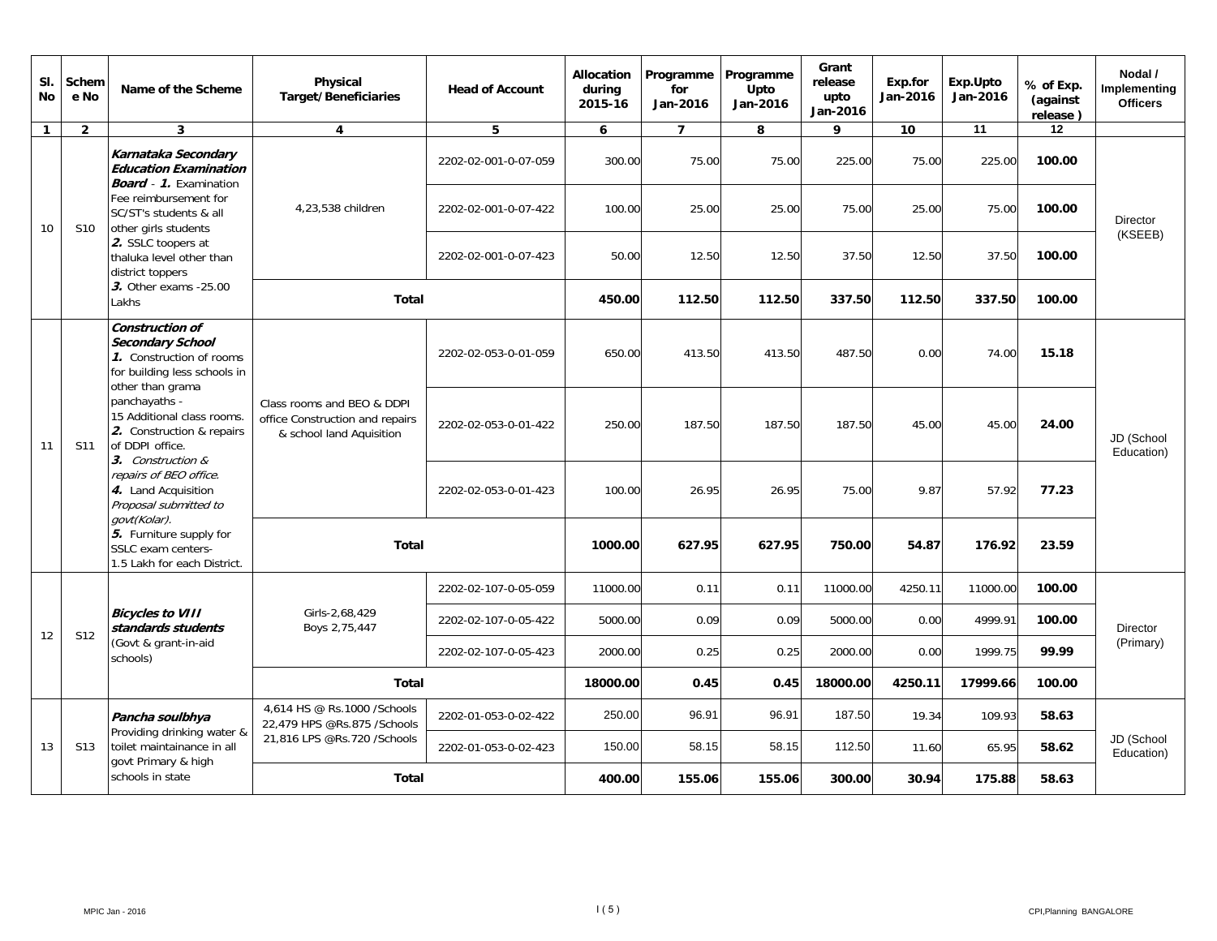| Sl. No | Scheme No | Name of the Scheme | Physical Target/Beneficiaries | Head of Account | Allocation during 2015-16 | Programme for Jan-2016 | Programme Upto Jan-2016 | Grant release upto Jan-2016 | Exp.for Jan-2016 | Exp.Upto Jan-2016 | % of Exp. (against release ) | Nodal / Implementing Officers |
|---|---|---|---|---|---|---|---|---|---|---|---|---|
| 1 | 2 | 3 | 4 | 5 | 6 | 7 | 8 | 9 | 10 | 11 | 12 | |
| 10 | S10 | ***Karnataka Secondary Education Examination Board*** - ***1.*** Examination Fee reimbursement for SC/ST's students & all other girls students ***2.*** SSLC toopers at thaluka level other than district toppers ***3.*** Other exams -25.00 Lakhs | 4,23,538 children | 2202-02-001-0-07-059 | 300.00 | 75.00 | 75.00 | 225.00 | 75.00 | 225.00 | **100.00** | Director (KSEEB) |
| | | | | 2202-02-001-0-07-422 | 100.00 | 25.00 | 25.00 | 75.00 | 25.00 | 75.00 | **100.00** | |
| | | | | 2202-02-001-0-07-423 | 50.00 | 12.50 | 12.50 | 37.50 | 12.50 | 37.50 | **100.00** | |
| | | | **Total** | | **450.00** | **112.50** | **112.50** | **337.50** | **112.50** | **337.50** | **100.00** | |
| 11 | S11 | ***Construction of Secondary School*** ***1.*** Construction of rooms for building less schools in other than grama panchayaths - 15 Additional class rooms. ***2.*** Construction & repairs of DDPI office. ***3.*** *Construction & repairs of BEO office.* ***4.*** Land Acquisition *Proposal submitted to govt(Kolar).* ***5.*** Furniture supply for SSLC exam centers- 1.5 Lakh for each District. | Class rooms and BEO & DDPI office Construction and repairs & school land Aquisition | 2202-02-053-0-01-059 | 650.00 | 413.50 | 413.50 | 487.50 | 0.00 | 74.00 | **15.18** | JD (School Education) |
| | | | | 2202-02-053-0-01-422 | 250.00 | 187.50 | 187.50 | 187.50 | 45.00 | 45.00 | **24.00** | |
| | | | | 2202-02-053-0-01-423 | 100.00 | 26.95 | 26.95 | 75.00 | 9.87 | 57.92 | **77.23** | |
| | | | **Total** | | **1000.00** | **627.95** | **627.95** | **750.00** | **54.87** | **176.92** | **23.59** | |
| 12 | S12 | ***Bicycles to VIII standards students*** (Govt & grant-in-aid schools) | Girls-2,68,429 Boys 2,75,447 | 2202-02-107-0-05-059 | 11000.00 | 0.11 | 0.11 | 11000.00 | 4250.11 | 11000.00 | **100.00** | Director (Primary) |
| | | | | 2202-02-107-0-05-422 | 5000.00 | 0.09 | 0.09 | 5000.00 | 0.00 | 4999.91 | **100.00** | |
| | | | | 2202-02-107-0-05-423 | 2000.00 | 0.25 | 0.25 | 2000.00 | 0.00 | 1999.75 | **99.99** | |
| | | | **Total** | | **18000.00** | **0.45** | **0.45** | **18000.00** | **4250.11** | **17999.66** | **100.00** | |
| 13 | S13 | ***Pancha soulbhya*** Providing drinking water & toilet maintainance in all govt Primary & high schools in state | 4,614 HS @ Rs.1000 /Schools 22,479 HPS @Rs.875 /Schools 21,816 LPS @Rs.720 /Schools | 2202-01-053-0-02-422 | 250.00 | 96.91 | 96.91 | 187.50 | 19.34 | 109.93 | **58.63** | JD (School Education) |
| | | | | 2202-01-053-0-02-423 | 150.00 | 58.15 | 58.15 | 112.50 | 11.60 | 65.95 | **58.62** | |
| | | | **Total** | | **400.00** | **155.06** | **155.06** | **300.00** | **30.94** | **175.88** | **58.63** | |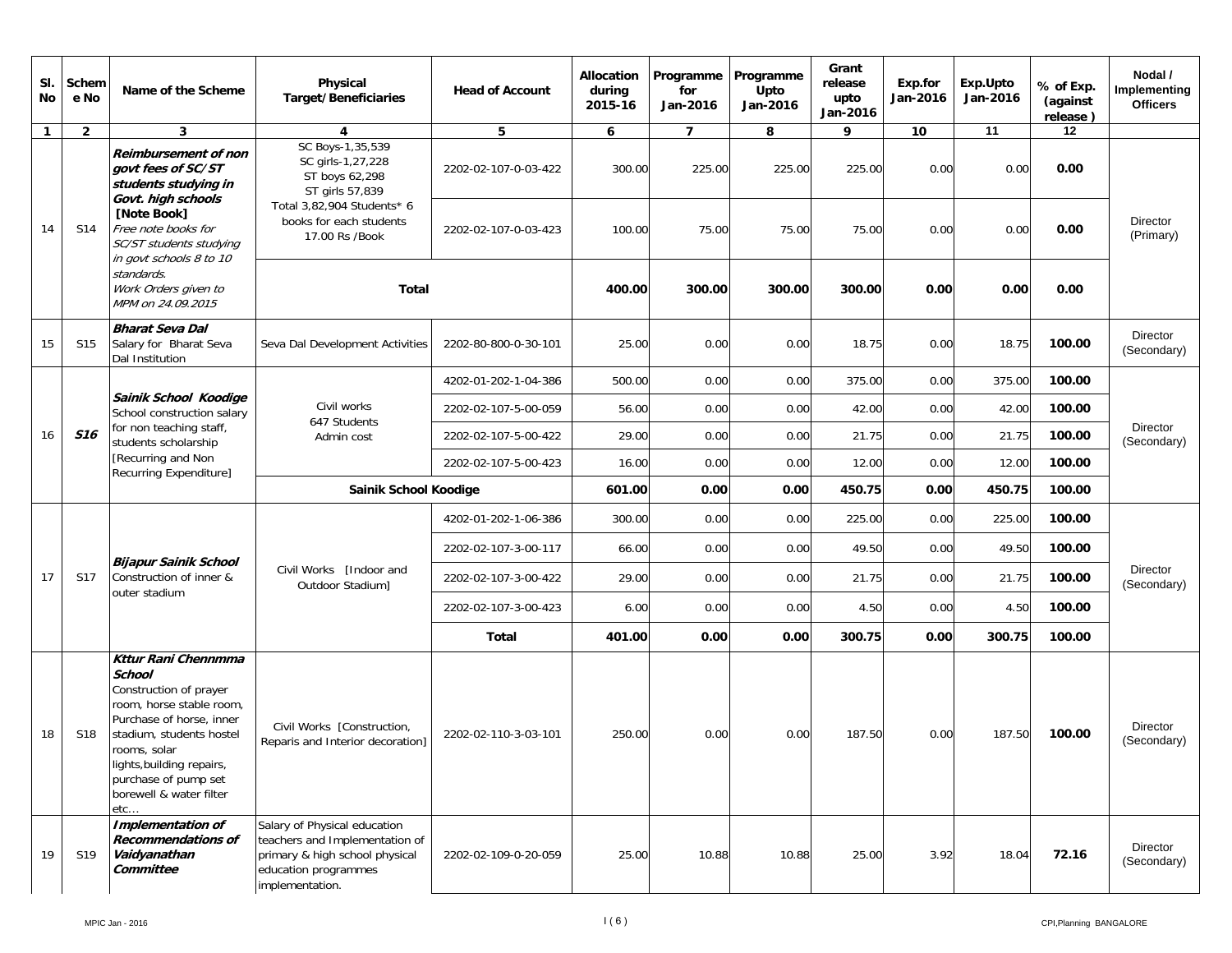| Sl. No | Scheme No | Name of the Scheme | Physical Target/Beneficiaries | Head of Account | Allocation during 2015-16 | Programme for Jan-2016 | Programme Upto Jan-2016 | Grant release upto Jan-2016 | Exp.for Jan-2016 | Exp.Upto Jan-2016 | % of Exp. (against release ) | Nodal / Implementing Officers |
|---|---|---|---|---|---|---|---|---|---|---|---|---|
| 1 | 2 | 3 | 4 | 5 | 6 | 7 | 8 | 9 | 10 | 11 | 12 | |
| 14 | S14 | ***Reimbursement of non govt fees of SC/ST students studying in Govt. high schools*** **[Note Book]** *Free note books for SC/ST students studying in govt schools 8 to 10 standards. Work Orders given to MPM on 24.09.2015* | SC Boys-1,35,539 SC girls-1,27,228 ST boys 62,298 ST girls 57,839 | 2202-02-107-0-03-422 | 300.00 | 225.00 | 225.00 | 225.00 | 0.00 | 0.00 | **0.00** | Director (Primary) |
| | | | Total 3,82,904 Students* 6 books for each students 17.00 Rs /Book | 2202-02-107-0-03-423 | 100.00 | 75.00 | 75.00 | 75.00 | 0.00 | 0.00 | **0.00** | |
| | | | **Total** | | **400.00** | **300.00** | **300.00** | **300.00** | **0.00** | **0.00** | **0.00** | |
| 15 | S15 | ***Bharat Seva Dal*** Salary for Bharat Seva Dal Institution | Seva Dal Development Activities | 2202-80-800-0-30-101 | 25.00 | 0.00 | 0.00 | 18.75 | 0.00 | 18.75 | **100.00** | Director (Secondary) |
| 16 | ***S16*** | ***Sainik School Koodige*** School construction salary for non teaching staff, students scholarship [Recurring and Non Recurring Expenditure] | Civil works 647 Students Admin cost | 4202-01-202-1-04-386 | 500.00 | 0.00 | 0.00 | 375.00 | 0.00 | 375.00 | **100.00** | Director (Secondary) |
| | | | | 2202-02-107-5-00-059 | 56.00 | 0.00 | 0.00 | 42.00 | 0.00 | 42.00 | **100.00** | |
| | | | | 2202-02-107-5-00-422 | 29.00 | 0.00 | 0.00 | 21.75 | 0.00 | 21.75 | **100.00** | |
| | | | | 2202-02-107-5-00-423 | 16.00 | 0.00 | 0.00 | 12.00 | 0.00 | 12.00 | **100.00** | |
| | | | **Sainik School Koodige** | | **601.00** | **0.00** | **0.00** | **450.75** | **0.00** | **450.75** | **100.00** | |
| 17 | S17 | ***Bijapur Sainik School*** Construction of inner & outer stadium | Civil Works [Indoor and Outdoor Stadium] | 4202-01-202-1-06-386 | 300.00 | 0.00 | 0.00 | 225.00 | 0.00 | 225.00 | **100.00** | Director (Secondary) |
| | | | | 2202-02-107-3-00-117 | 66.00 | 0.00 | 0.00 | 49.50 | 0.00 | 49.50 | **100.00** | |
| | | | | 2202-02-107-3-00-422 | 29.00 | 0.00 | 0.00 | 21.75 | 0.00 | 21.75 | **100.00** | |
| | | | | 2202-02-107-3-00-423 | 6.00 | 0.00 | 0.00 | 4.50 | 0.00 | 4.50 | **100.00** | |
| | | | | **Total** | **401.00** | **0.00** | **0.00** | **300.75** | **0.00** | **300.75** | **100.00** | |
| 18 | S18 | ***Kttur Rani Chennmma School*** Construction of prayer room, horse stable room, Purchase of horse, inner stadium, students hostel rooms, solar lights,building repairs, purchase of pump set borewell & water filter etc… | Civil Works [Construction, Reparis and Interior decoration] | 2202-02-110-3-03-101 | 250.00 | 0.00 | 0.00 | 187.50 | 0.00 | 187.50 | **100.00** | Director (Secondary) |
| 19 | S19 | ***Implementation of Recommendations of Vaidyanathan Committee*** | Salary of Physical education teachers and Implementation of primary & high school physical education programmes implementation. | 2202-02-109-0-20-059 | 25.00 | 10.88 | 10.88 | 25.00 | 3.92 | 18.04 | **72.16** | Director (Secondary) |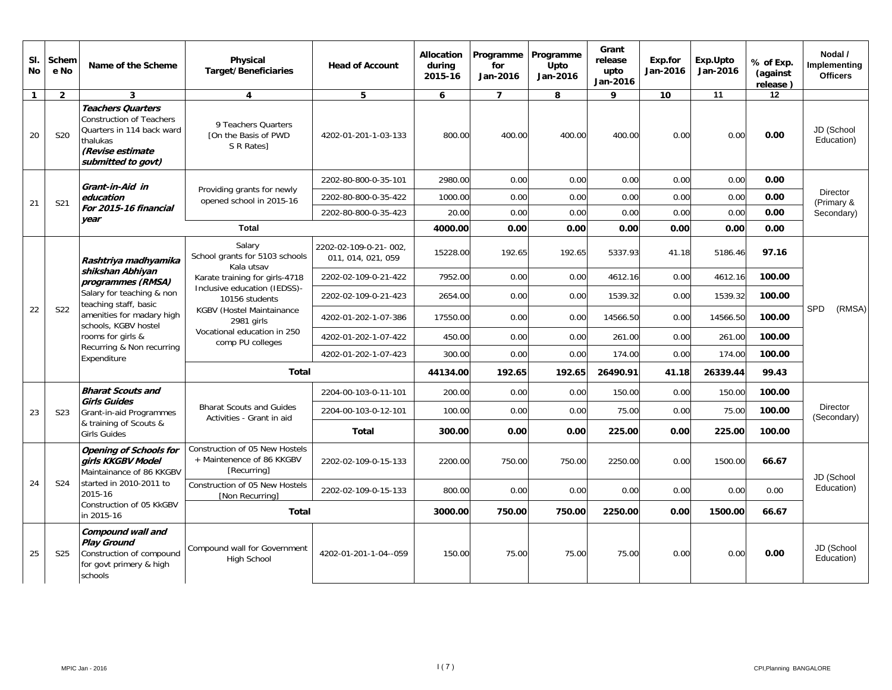| Sl. No | Scheme No | Name of the Scheme | Physical Target/Beneficiaries | Head of Account | Allocation during 2015-16 | Programme for Jan-2016 | Programme Upto Jan-2016 | Grant release upto Jan-2016 | Exp.for Jan-2016 | Exp.Upto Jan-2016 | % of Exp. (against release ) | Nodal / Implementing Officers |
|---|---|---|---|---|---|---|---|---|---|---|---|---|
| 1 | 2 | 3 | 4 | 5 | 6 | 7 | 8 | 9 | 10 | 11 | 12 | |
| 20 | S20 | ***Teachers Quarters*** Construction of Teachers Quarters in 114 back ward thalukas ***(Revise estimate submitted to govt)*** | 9 Teachers Quarters [On the Basis of PWD S R Rates] | 4202-01-201-1-03-133 | 800.00 | 400.00 | 400.00 | 400.00 | 0.00 | 0.00 | **0.00** | JD (School Education) |
| 21 | S21 | ***Grant-in-Aid in education For 2015-16 financial year*** | Providing grants for newly opened school in 2015-16 | 2202-80-800-0-35-101 | 2980.00 | 0.00 | 0.00 | 0.00 | 0.00 | 0.00 | **0.00** | Director (Primary & Secondary) |
| | | | | 2202-80-800-0-35-422 | 1000.00 | 0.00 | 0.00 | 0.00 | 0.00 | 0.00 | **0.00** | |
| | | | | 2202-80-800-0-35-423 | 20.00 | 0.00 | 0.00 | 0.00 | 0.00 | 0.00 | **0.00** | |
| | | | **Total** | | **4000.00** | **0.00** | **0.00** | **0.00** | **0.00** | **0.00** | **0.00** | |
| 22 | S22 | ***Rashtriya madhyamika shikshan Abhiyan programmes (RMSA)*** Salary for teaching & non teaching staff, basic amenities for madary high schools, KGBV hostel rooms for girls & Recurring & Non recurring Expenditure | Salary School grants for 5103 schools Kala utsav Karate training for girls-4718 Inclusive education (IEDSS)- 10156 students KGBV (Hostel Maintainance 2981 girls Vocational education in 250 comp PU colleges | 2202-02-109-0-21- 002, 011, 014, 021, 059 | 15228.00 | 192.65 | 192.65 | 5337.93 | 41.18 | 5186.46 | **97.16** | SPD (RMSA) |
| | | | | 2202-02-109-0-21-422 | 7952.00 | 0.00 | 0.00 | 4612.16 | 0.00 | 4612.16 | **100.00** | |
| | | | | 2202-02-109-0-21-423 | 2654.00 | 0.00 | 0.00 | 1539.32 | 0.00 | 1539.32 | **100.00** | |
| | | | | 4202-01-202-1-07-386 | 17550.00 | 0.00 | 0.00 | 14566.50 | 0.00 | 14566.50 | **100.00** | |
| | | | | 4202-01-202-1-07-422 | 450.00 | 0.00 | 0.00 | 261.00 | 0.00 | 261.00 | **100.00** | |
| | | | | 4202-01-202-1-07-423 | 300.00 | 0.00 | 0.00 | 174.00 | 0.00 | 174.00 | **100.00** | |
| | | | **Total** | | **44134.00** | **192.65** | **192.65** | **26490.91** | **41.18** | **26339.44** | **99.43** | |
| 23 | S23 | ***Bharat Scouts and Girls Guides*** Grant-in-aid Programmes & training of Scouts & Girls Guides | Bharat Scouts and Guides Activities - Grant in aid | 2204-00-103-0-11-101 | 200.00 | 0.00 | 0.00 | 150.00 | 0.00 | 150.00 | **100.00** | Director (Secondary) |
| | | | | 2204-00-103-0-12-101 | 100.00 | 0.00 | 0.00 | 75.00 | 0.00 | 75.00 | **100.00** | |
| | | | | **Total** | **300.00** | **0.00** | **0.00** | **225.00** | **0.00** | **225.00** | **100.00** | |
| 24 | S24 | ***Opening of Schools for girls KKGBV Model*** Maintainance of 86 KKGBV started in 2010-2011 to 2015-16 Construction of 05 KkGBV in 2015-16 | Construction of 05 New Hostels + Maintenence of 86 KKGBV [Recurring] | 2202-02-109-0-15-133 | 2200.00 | 750.00 | 750.00 | 2250.00 | 0.00 | 1500.00 | **66.67** | JD (School Education) |
| | | | Construction of 05 New Hostels [Non Recurring] | 2202-02-109-0-15-133 | 800.00 | 0.00 | 0.00 | 0.00 | 0.00 | 0.00 | 0.00 | |
| | | | **Total** | | **3000.00** | **750.00** | **750.00** | **2250.00** | **0.00** | **1500.00** | **66.67** | |
| 25 | S25 | ***Compound wall and Play Ground*** Construction of compound for govt primery & high schools | Compound wall for Government High School | 4202-01-201-1-04--059 | 150.00 | 75.00 | 75.00 | 75.00 | 0.00 | 0.00 | **0.00** | JD (School Education) |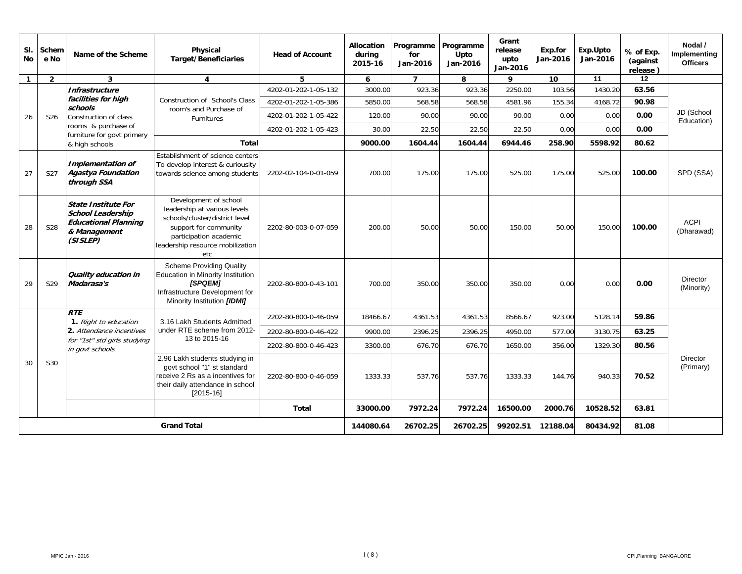| Sl. No | Scheme No | Name of the Scheme | Physical Target/Beneficiaries | Head of Account | Allocation during 2015-16 | Programme for Jan-2016 | Programme Upto Jan-2016 | Grant release upto Jan-2016 | Exp.for Jan-2016 | Exp.Upto Jan-2016 | % of Exp. (against release ) | Nodal / Implementing Officers |
|---|---|---|---|---|---|---|---|---|---|---|---|---|
| 1 | 2 | 3 | 4 | 5 | 6 | 7 | 8 | 9 | 10 | 11 | 12 | |
| 26 | S26 | ***Infrastructure facilities for high schools*** Construction of class rooms & purchase of furniture for govt primery & high schools | Construction of School's Class room's and Purchase of Furnitures | 4202-01-202-1-05-132 | 3000.00 | 923.36 | 923.36 | 2250.00 | 103.56 | 1430.20 | **63.56** | JD (School Education) |
| | | | | 4202-01-202-1-05-386 | 5850.00 | 568.58 | 568.58 | 4581.96 | 155.34 | 4168.72 | **90.98** | |
| | | | | 4202-01-202-1-05-422 | 120.00 | 90.00 | 90.00 | 90.00 | 0.00 | 0.00 | **0.00** | |
| | | | | 4202-01-202-1-05-423 | 30.00 | 22.50 | 22.50 | 22.50 | 0.00 | 0.00 | **0.00** | |
| | | | **Total** | | **9000.00** | **1604.44** | **1604.44** | **6944.46** | **258.90** | **5598.92** | **80.62** | |
| 27 | S27 | ***Implementation of Agastya Foundation through SSA*** | Establishment of science centers To develop interest & curiousity towards science among students | 2202-02-104-0-01-059 | 700.00 | 175.00 | 175.00 | 525.00 | 175.00 | 525.00 | **100.00** | SPD (SSA) |
| 28 | S28 | ***State Institute For School Leadership Educational Planning & Management (SISLEP)*** | Development of school leadership at various levels schools/cluster/district level support for community participation academic leadership resource mobilization etc | 2202-80-003-0-07-059 | 200.00 | 50.00 | 50.00 | 150.00 | 50.00 | 150.00 | **100.00** | ACPI (Dharawad) |
| 29 | S29 | ***Quality education in Madarasa's*** | Scheme Providing Quality Education in Minority Institution ***[SPQEM]*** Infrastructure Development for Minority Institution ***[IDMI]*** | 2202-80-800-0-43-101 | 700.00 | 350.00 | 350.00 | 350.00 | 0.00 | 0.00 | **0.00** | Director (Minority) |
| 30 | S30 | ***RTE*** **1.** *Right to education* **2.** *Attendance incentives for "1st" std girls studying in govt schools* | 3.16 Lakh Students Admitted under RTE scheme from 2012-13 to 2015-16 | 2202-80-800-0-46-059 | 18466.67 | 4361.53 | 4361.53 | 8566.67 | 923.00 | 5128.14 | **59.86** | Director (Primary) |
| | | | | 2202-80-800-0-46-422 | 9900.00 | 2396.25 | 2396.25 | 4950.00 | 577.00 | 3130.75 | **63.25** | |
| | | | | 2202-80-800-0-46-423 | 3300.00 | 676.70 | 676.70 | 1650.00 | 356.00 | 1329.30 | **80.56** | |
| | | | 2.96 Lakh students studying in govt school "1" st standard receive 2 Rs as a incentives for their daily attendance in school [2015-16] | 2202-80-800-0-46-059 | 1333.33 | 537.76 | 537.76 | 1333.33 | 144.76 | 940.33 | **70.52** | |
| | | | | **Total** | **33000.00** | **7972.24** | **7972.24** | **16500.00** | **2000.76** | **10528.52** | **63.81** | |
| **Grand Total** | | | | | **144080.64** | **26702.25** | **26702.25** | **99202.51** | **12188.04** | **80434.92** | **81.08** | |